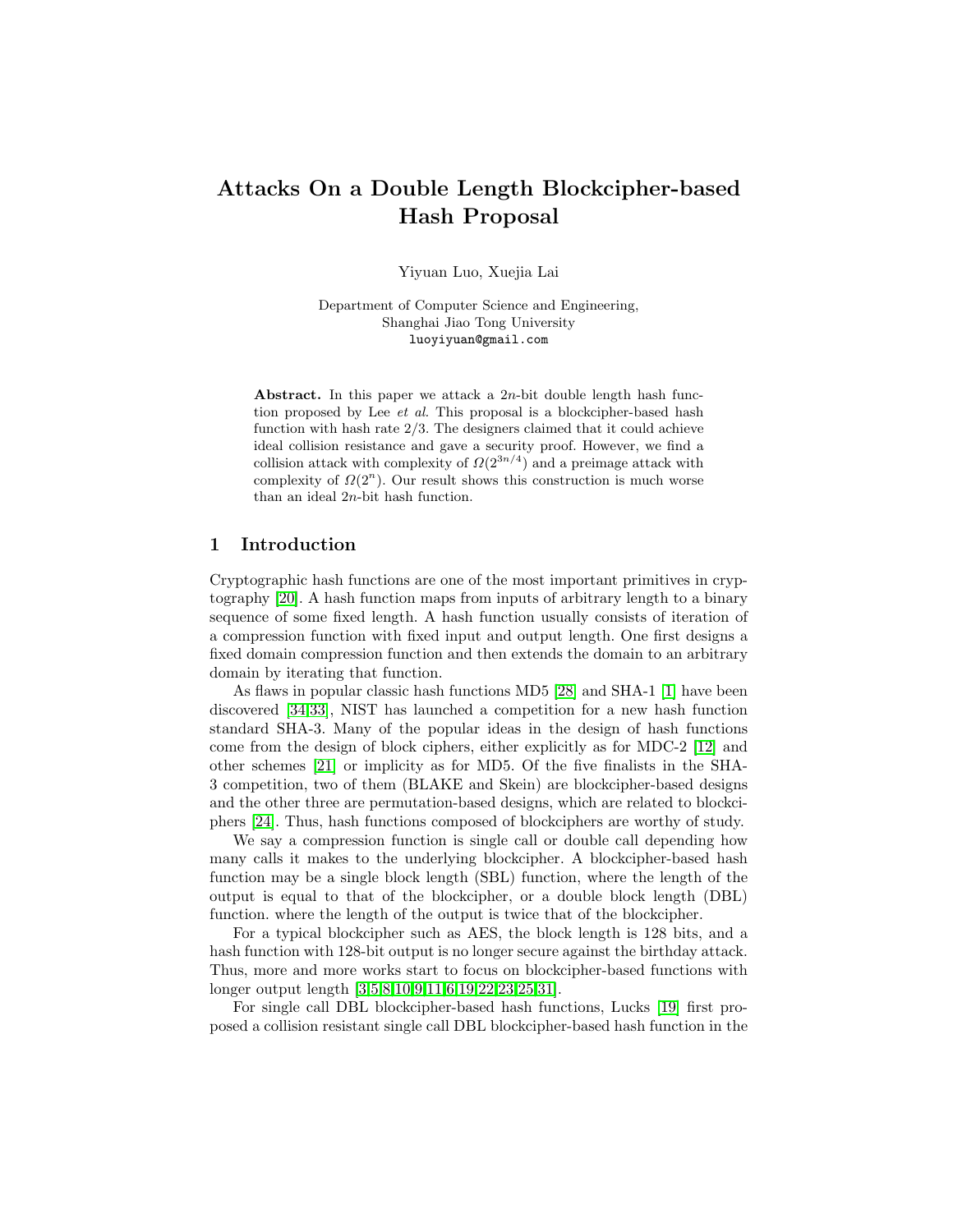# Attacks On a Double Length Blockcipher-based Hash Proposal

Yiyuan Luo, Xuejia Lai

Department of Computer Science and Engineering,
Shanghai Jiao Tong University
luoyiyuan@gmail.com

**Abstract.** In this paper we attack a $2n$-bit double length hash function proposed by Lee *et al.* This proposal is a blockcipher-based hash function with hash rate 2/3. The designers claimed that it could achieve ideal collision resistance and gave a security proof. However, we find a collision attack with complexity of $\Omega(2^{3n/4})$ and a preimage attack with complexity of $\Omega(2^n)$. Our result shows this construction is much worse than an ideal $2n$-bit hash function.

## 1 Introduction

Cryptographic hash functions are one of the most important primitives in cryptography [20]. A hash function maps from inputs of arbitrary length to a binary sequence of some fixed length. A hash function usually consists of iteration of a compression function with fixed input and output length. One first designs a fixed domain compression function and then extends the domain to an arbitrary domain by iterating that function.

As flaws in popular classic hash functions MD5 [28] and SHA-1 [1] have been discovered [34,33], NIST has launched a competition for a new hash function standard SHA-3. Many of the popular ideas in the design of hash functions come from the design of block ciphers, either explicitly as for MDC-2 [12] and other schemes [21] or implicity as for MD5. Of the five finalists in the SHA-3 competition, two of them (BLAKE and Skein) are blockcipher-based designs and the other three are permutation-based designs, which are related to blockciphers [24]. Thus, hash functions composed of blockciphers are worthy of study.

We say a compression function is single call or double call depending how many calls it makes to the underlying blockcipher. A blockcipher-based hash function may be a single block length (SBL) function, where the length of the output is equal to that of the blockcipher, or a double block length (DBL) function. where the length of the output is twice that of the blockcipher.

For a typical blockcipher such as AES, the block length is 128 bits, and a hash function with 128-bit output is no longer secure against the birthday attack. Thus, more and more works start to focus on blockcipher-based functions with longer output length [3,5,8,10,9,11,6,19,22,23,25,31].

For single call DBL blockcipher-based hash functions, Lucks [19] first proposed a collision resistant single call DBL blockcipher-based hash function in the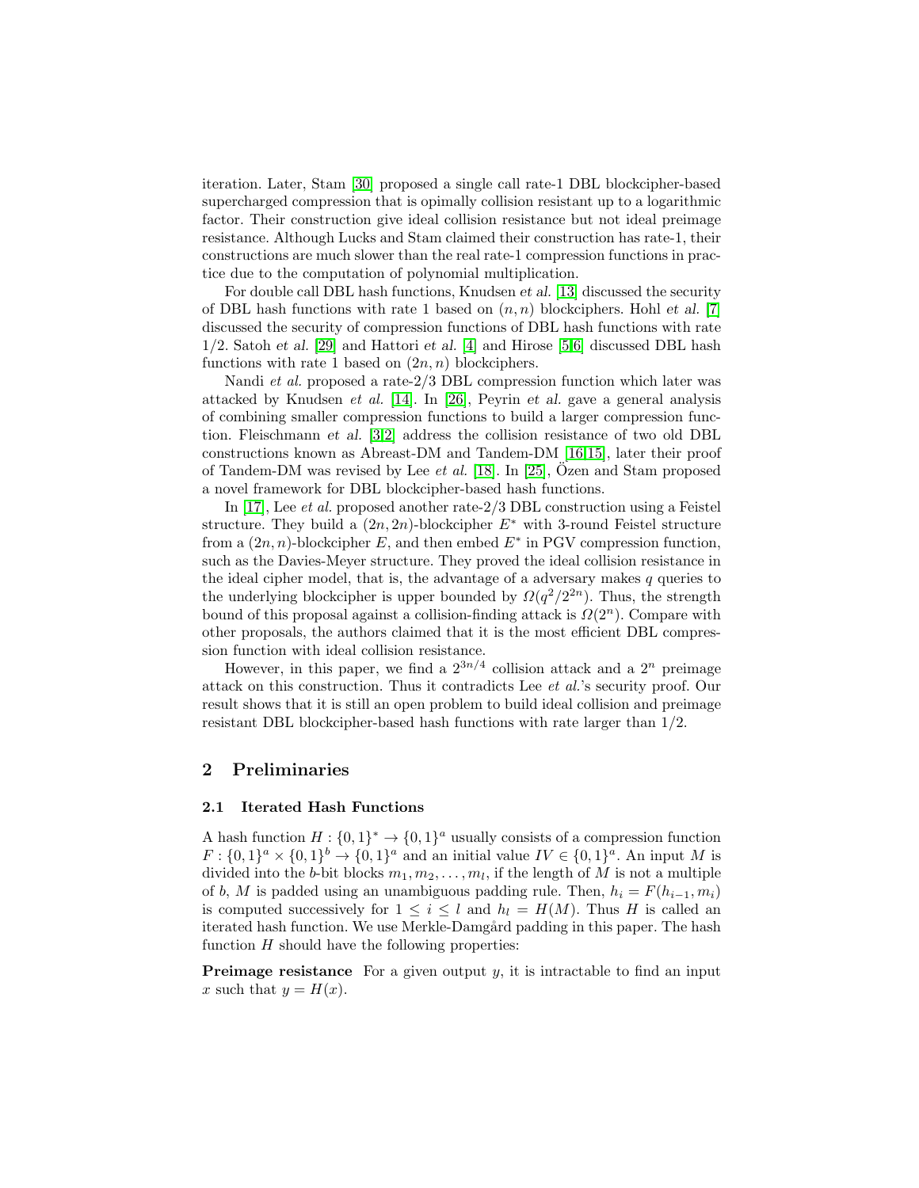iteration. Later, Stam [30] proposed a single call rate-1 DBL blockcipher-based supercharged compression that is opimally collision resistant up to a logarithmic factor. Their construction give ideal collision resistance but not ideal preimage resistance. Although Lucks and Stam claimed their construction has rate-1, their constructions are much slower than the real rate-1 compression functions in practice due to the computation of polynomial multiplication.

For double call DBL hash functions, Knudsen *et al.* [13] discussed the security of DBL hash functions with rate 1 based on $(n, n)$ blockciphers. Hohl *et al.* [7] discussed the security of compression functions of DBL hash functions with rate $1/2$. Satoh *et al.* [29] and Hattori *et al.* [4] and Hirose [5,6] discussed DBL hash functions with rate 1 based on $(2n, n)$ blockciphers.

Nandi *et al.* proposed a rate-2/3 DBL compression function which later was attacked by Knudsen *et al.* [14]. In [26], Peyrin *et al.* gave a general analysis of combining smaller compression functions to build a larger compression function. Fleischmann *et al.* [3,2] address the collision resistance of two old DBL constructions known as Abreast-DM and Tandem-DM [16,15], later their proof of Tandem-DM was revised by Lee *et al.* [18]. In [25], Özen and Stam proposed a novel framework for DBL blockcipher-based hash functions.

In [17], Lee *et al.* proposed another rate-2/3 DBL construction using a Feistel structure. They build a $(2n, 2n)$-blockcipher $E^*$ with 3-round Feistel structure from a $(2n, n)$-blockcipher $E$, and then embed $E^*$ in PGV compression function, such as the Davies-Meyer structure. They proved the ideal collision resistance in the ideal cipher model, that is, the advantage of a adversary makes $q$ queries to the underlying blockcipher is upper bounded by $\Omega(q^2/2^{2n})$. Thus, the strength bound of this proposal against a collision-finding attack is $\Omega(2^n)$. Compare with other proposals, the authors claimed that it is the most efficient DBL compression function with ideal collision resistance.

However, in this paper, we find a $2^{3n/4}$ collision attack and a $2^n$ preimage attack on this construction. Thus it contradicts Lee *et al.*'s security proof. Our result shows that it is still an open problem to build ideal collision and preimage resistant DBL blockcipher-based hash functions with rate larger than $1/2$.

## 2 Preliminaries

### 2.1 Iterated Hash Functions

A hash function $H : \{0, 1\}^* \rightarrow \{0, 1\}^a$ usually consists of a compression function $F : \{0, 1\}^a \times \{0, 1\}^b \rightarrow \{0, 1\}^a$ and an initial value $IV \in \{0, 1\}^a$. An input $M$ is divided into the $b$-bit blocks $m_1, m_2, \ldots, m_l$, if the length of $M$ is not a multiple of $b$, $M$ is padded using an unambiguous padding rule. Then, $h_i = F(h_{i-1}, m_i)$ is computed successively for $1 \leq i \leq l$ and $h_l = H(M)$. Thus $H$ is called an iterated hash function. We use Merkle-Damgård padding in this paper. The hash function $H$ should have the following properties:

**Preimage resistance** For a given output $y$, it is intractable to find an input $x$ such that $y = H(x)$.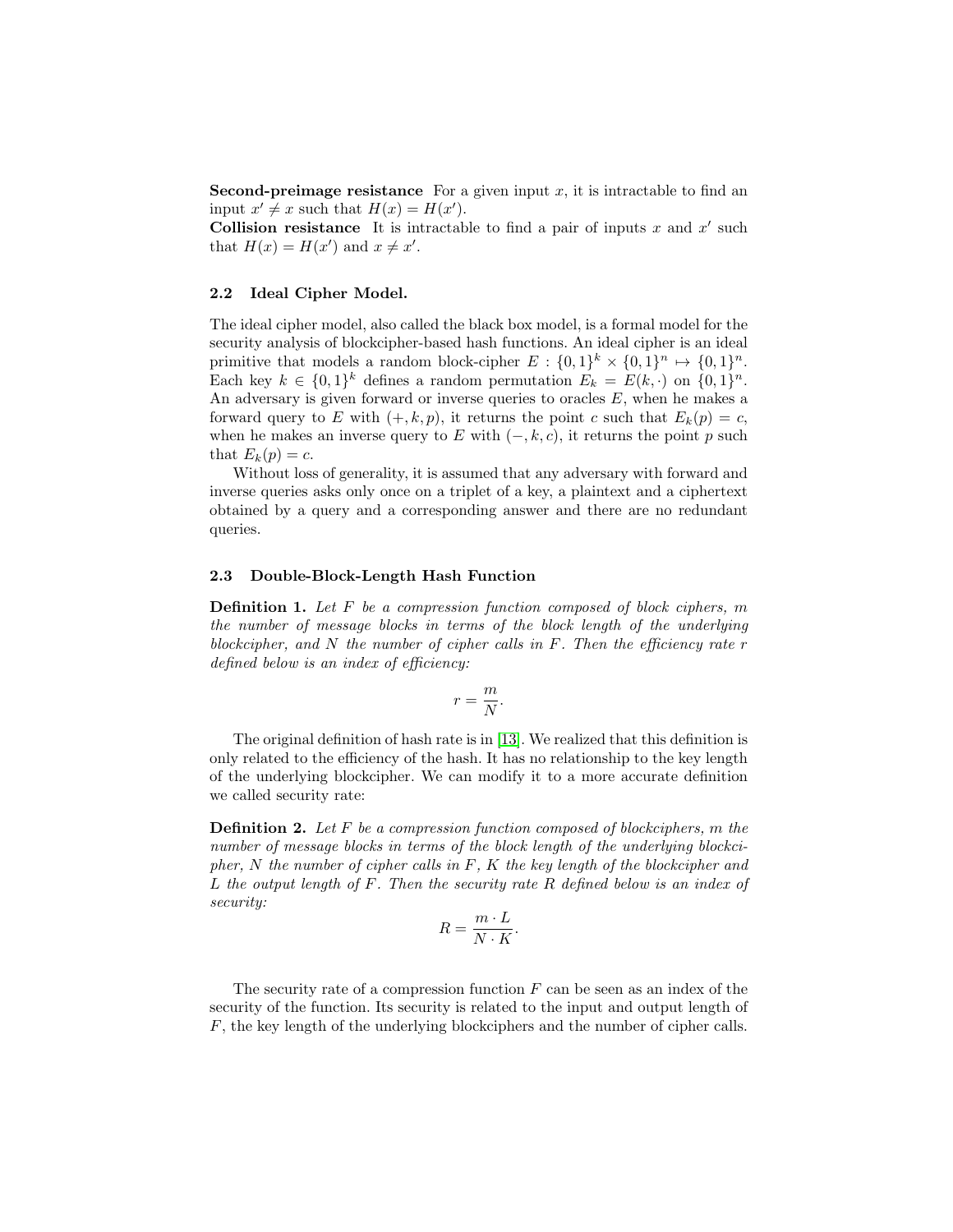**Second-preimage resistance** For a given input $x$, it is intractable to find an input $x' \neq x$ such that $H(x) = H(x')$.
**Collision resistance** It is intractable to find a pair of inputs $x$ and $x'$ such that $H(x) = H(x')$ and $x \neq x'$.

### 2.2 Ideal Cipher Model.

The ideal cipher model, also called the black box model, is a formal model for the security analysis of blockcipher-based hash functions. An ideal cipher is an ideal primitive that models a random block-cipher $E : \{0,1\}^k \times \{0,1\}^n \mapsto \{0,1\}^n$. Each key $k \in \{0,1\}^k$ defines a random permutation $E_k = E(k, \cdot)$ on $\{0,1\}^n$. An adversary is given forward or inverse queries to oracles $E$, when he makes a forward query to $E$ with $(+, k, p)$, it returns the point $c$ such that $E_k(p) = c$, when he makes an inverse query to $E$ with $(-, k, c)$, it returns the point $p$ such that $E_k(p) = c$.

Without loss of generality, it is assumed that any adversary with forward and inverse queries asks only once on a triplet of a key, a plaintext and a ciphertext obtained by a query and a corresponding answer and there are no redundant queries.

### 2.3 Double-Block-Length Hash Function

**Definition 1.** *Let $F$ be a compression function composed of block ciphers, $m$ the number of message blocks in terms of the block length of the underlying blockcipher, and $N$ the number of cipher calls in $F$. Then the efficiency rate $r$ defined below is an index of efficiency:*

$$r = \frac{m}{N}.$$

The original definition of hash rate is in [13]. We realized that this definition is only related to the efficiency of the hash. It has no relationship to the key length of the underlying blockcipher. We can modify it to a more accurate definition we called security rate:

**Definition 2.** *Let $F$ be a compression function composed of blockciphers, $m$ the number of message blocks in terms of the block length of the underlying blockcipher, $N$ the number of cipher calls in $F$, $K$ the key length of the blockcipher and $L$ the output length of $F$. Then the security rate $R$ defined below is an index of security:*

$$R = \frac{m \cdot L}{N \cdot K}.$$

The security rate of a compression function $F$ can be seen as an index of the security of the function. Its security is related to the input and output length of $F$, the key length of the underlying blockciphers and the number of cipher calls.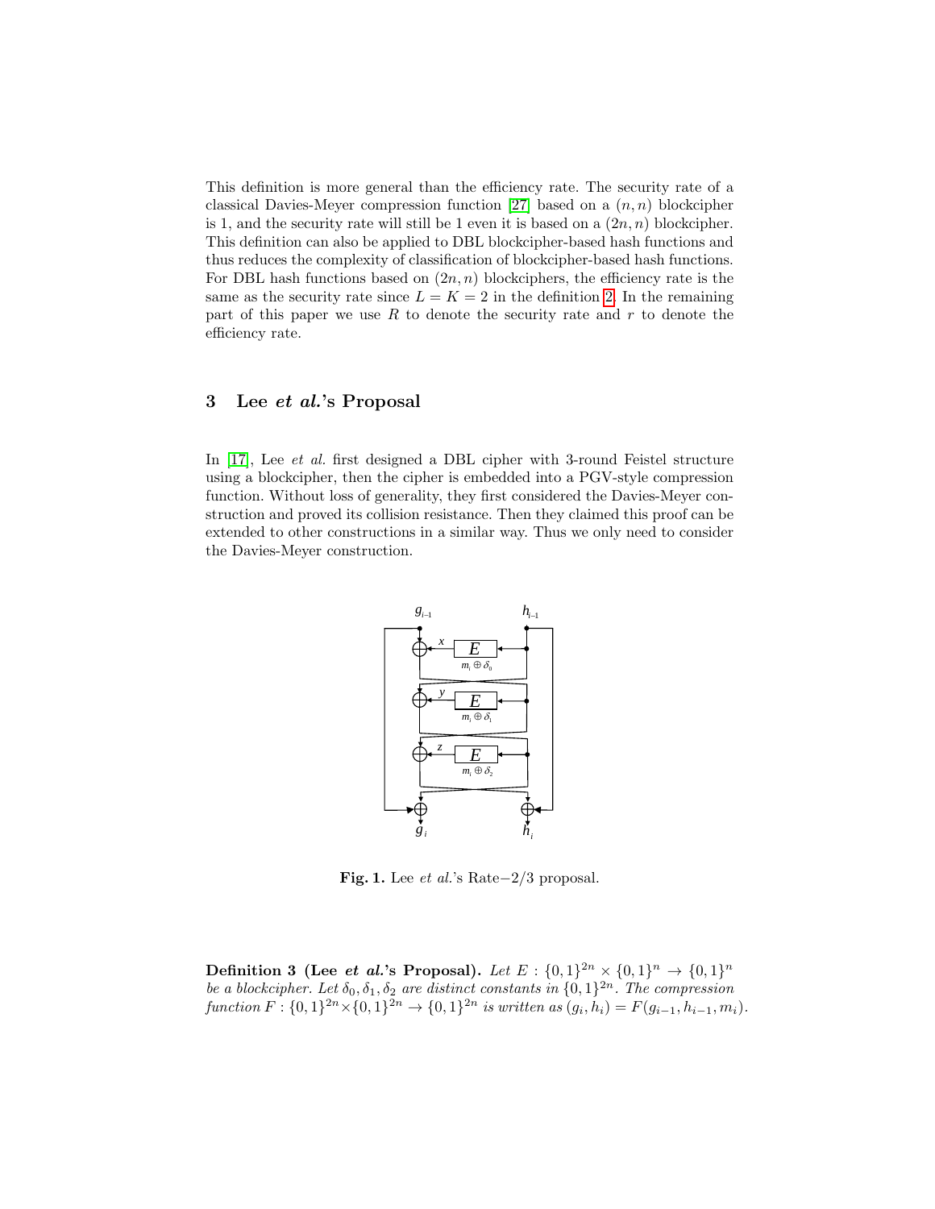This definition is more general than the efficiency rate. The security rate of a classical Davies-Meyer compression function [27] based on a $(n, n)$ blockcipher is 1, and the security rate will still be 1 even it is based on a $(2n, n)$ blockcipher. This definition can also be applied to DBL blockcipher-based hash functions and thus reduces the complexity of classification of blockcipher-based hash functions. For DBL hash functions based on $(2n, n)$ blockciphers, the efficiency rate is the same as the security rate since $L = K = 2$ in the definition 2. In the remaining part of this paper we use $R$ to denote the security rate and $r$ to denote the efficiency rate.

## 3 Lee *et al.*'s Proposal

In [17], Lee *et al.* first designed a DBL cipher with 3-round Feistel structure using a blockcipher, then the cipher is embedded into a PGV-style compression function. Without loss of generality, they first considered the Davies-Meyer construction and proved its collision resistance. Then they claimed this proof can be extended to other constructions in a similar way. Thus we only need to consider the Davies-Meyer construction.

**Fig. 1.** Lee *et al.*'s Rate$-2/3$ proposal.

**Definition 3 (Lee *et al.*'s Proposal).** *Let $E : \{0,1\}^{2n} \times \{0,1\}^n \to \{0,1\}^n$ be a blockcipher. Let $\delta_0, \delta_1, \delta_2$ are distinct constants in $\{0,1\}^{2n}$. The compression function $F : \{0,1\}^{2n} \times \{0,1\}^{2n} \to \{0,1\}^{2n}$ is written as $(g_i, h_i) = F(g_{i-1}, h_{i-1}, m_i)$.*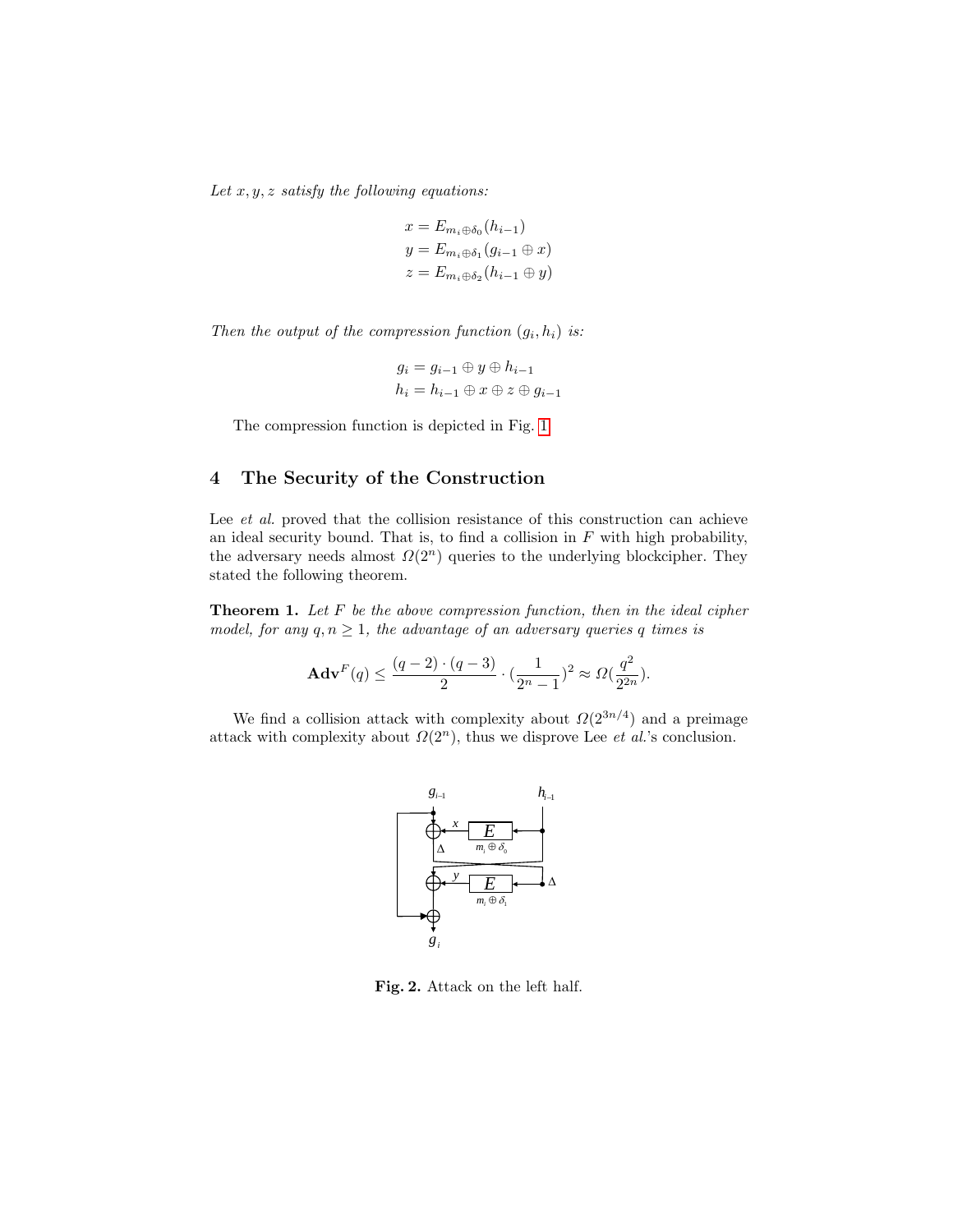*Let $x, y, z$ satisfy the following equations:*

$$x = E_{m_i \oplus \delta_0}(h_{i-1})$$
$$y = E_{m_i \oplus \delta_1}(g_{i-1} \oplus x)$$
$$z = E_{m_i \oplus \delta_2}(h_{i-1} \oplus y)$$

*Then the output of the compression function $(g_i, h_i)$ is:*

$$g_i = g_{i-1} \oplus y \oplus h_{i-1}$$
$$h_i = h_{i-1} \oplus x \oplus z \oplus g_{i-1}$$

The compression function is depicted in Fig. 1.

## 4 The Security of the Construction

Lee *et al.* proved that the collision resistance of this construction can achieve an ideal security bound. That is, to find a collision in $F$ with high probability, the adversary needs almost $\Omega(2^n)$ queries to the underlying blockcipher. They stated the following theorem.

**Theorem 1.** *Let $F$ be the above compression function, then in the ideal cipher model, for any $q, n \geq 1$, the advantage of an adversary queries $q$ times is*

$$\mathbf{Adv}^F(q) \leq \frac{(q-2)\cdot(q-3)}{2} \cdot (\frac{1}{2^n - 1})^2 \approx \Omega(\frac{q^2}{2^{2n}}).$$

We find a collision attack with complexity about $\Omega(2^{3n/4})$ and a preimage attack with complexity about $\Omega(2^n)$, thus we disprove Lee *et al.*'s conclusion.

**Fig. 2.** Attack on the left half.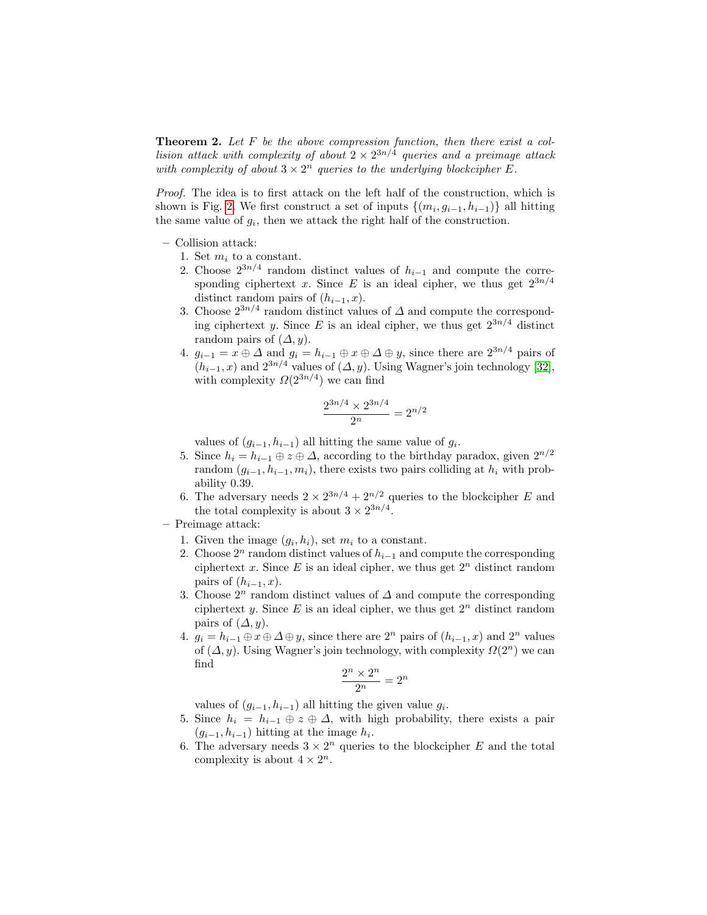**Theorem 2.** *Let $F$ be the above compression function, then there exist a collision attack with complexity of about $2 \times 2^{3n/4}$ queries and a preimage attack with complexity of about $3 \times 2^n$ queries to the underlying blockcipher $E$.*

*Proof.* The idea is to first attack on the left half of the construction, which is shown is Fig. 2. We first construct a set of inputs $\{(m_i, g_{i-1}, h_{i-1})\}$ all hitting the same value of $g_i$, then we attack the right half of the construction.

- Collision attack:
  1. Set $m_i$ to a constant.
  2. Choose $2^{3n/4}$ random distinct values of $h_{i-1}$ and compute the corresponding ciphertext $x$. Since $E$ is an ideal cipher, we thus get $2^{3n/4}$ distinct random pairs of $(h_{i-1}, x)$.
  3. Choose $2^{3n/4}$ random distinct values of $\Delta$ and compute the corresponding ciphertext $y$. Since $E$ is an ideal cipher, we thus get $2^{3n/4}$ distinct random pairs of $(\Delta, y)$.
  4. $g_{i-1} = x \oplus \Delta$ and $g_i = h_{i-1} \oplus x \oplus \Delta \oplus y$, since there are $2^{3n/4}$ pairs of $(h_{i-1}, x)$ and $2^{3n/4}$ values of $(\Delta, y)$. Using Wagner's join technology [32], with complexity $\Omega(2^{3n/4})$ we can find
  $$\frac{2^{3n/4} \times 2^{3n/4}}{2^n} = 2^{n/2}$$
  values of $(g_{i-1}, h_{i-1})$ all hitting the same value of $g_i$.
  5. Since $h_i = h_{i-1} \oplus z \oplus \Delta$, according to the birthday paradox, given $2^{n/2}$ random $(g_{i-1}, h_{i-1}, m_i)$, there exists two pairs colliding at $h_i$ with probability 0.39.
  6. The adversary needs $2 \times 2^{3n/4} + 2^{n/2}$ queries to the blockcipher $E$ and the total complexity is about $3 \times 2^{3n/4}$.
- Preimage attack:
  1. Given the image $(g_i, h_i)$, set $m_i$ to a constant.
  2. Choose $2^n$ random distinct values of $h_{i-1}$ and compute the corresponding ciphertext $x$. Since $E$ is an ideal cipher, we thus get $2^n$ distinct random pairs of $(h_{i-1}, x)$.
  3. Choose $2^n$ random distinct values of $\Delta$ and compute the corresponding ciphertext $y$. Since $E$ is an ideal cipher, we thus get $2^n$ distinct random pairs of $(\Delta, y)$.
  4. $g_i = h_{i-1} \oplus x \oplus \Delta \oplus y$, since there are $2^n$ pairs of $(h_{i-1}, x)$ and $2^n$ values of $(\Delta, y)$. Using Wagner's join technology, with complexity $\Omega(2^n)$ we can find
  $$\frac{2^n \times 2^n}{2^n} = 2^n$$
  values of $(g_{i-1}, h_{i-1})$ all hitting the given value $g_i$.
  5. Since $h_i = h_{i-1} \oplus z \oplus \Delta$, with high probability, there exists a pair $(g_{i-1}, h_{i-1})$ hitting at the image $h_i$.
  6. The adversary needs $3 \times 2^n$ queries to the blockcipher $E$ and the total complexity is about $4 \times 2^n$.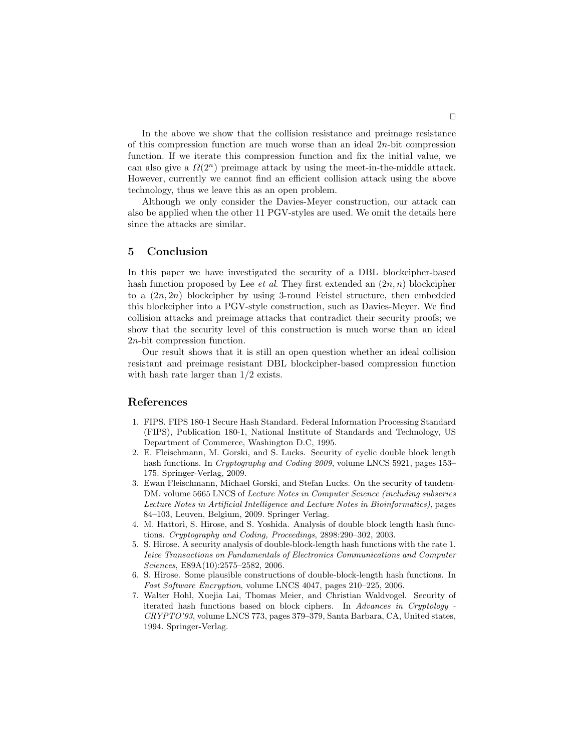□

In the above we show that the collision resistance and preimage resistance of this compression function are much worse than an ideal $2n$-bit compression function. If we iterate this compression function and fix the initial value, we can also give a $\Omega(2^n)$ preimage attack by using the meet-in-the-middle attack. However, currently we cannot find an efficient collision attack using the above technology, thus we leave this as an open problem.

Although we only consider the Davies-Meyer construction, our attack can also be applied when the other 11 PGV-styles are used. We omit the details here since the attacks are similar.

## 5 Conclusion

In this paper we have investigated the security of a DBL blockcipher-based hash function proposed by Lee *et al*. They first extended an $(2n, n)$ blockcipher to a $(2n, 2n)$ blockcipher by using 3-round Feistel structure, then embedded this blockcipher into a PGV-style construction, such as Davies-Meyer. We find collision attacks and preimage attacks that contradict their security proofs; we show that the security level of this construction is much worse than an ideal $2n$-bit compression function.

Our result shows that it is still an open question whether an ideal collision resistant and preimage resistant DBL blockcipher-based compression function with hash rate larger than $1/2$ exists.

## References

1. FIPS. FIPS 180-1 Secure Hash Standard. Federal Information Processing Standard (FIPS), Publication 180-1, National Institute of Standards and Technology, US Department of Commerce, Washington D.C, 1995.
2. E. Fleischmann, M. Gorski, and S. Lucks. Security of cyclic double block length hash functions. In *Cryptography and Coding 2009*, volume LNCS 5921, pages 153–175. Springer-Verlag, 2009.
3. Ewan Fleischmann, Michael Gorski, and Stefan Lucks. On the security of tandem-DM. volume 5665 LNCS of *Lecture Notes in Computer Science (including subseries Lecture Notes in Artificial Intelligence and Lecture Notes in Bioinformatics)*, pages 84–103, Leuven, Belgium, 2009. Springer Verlag.
4. M. Hattori, S. Hirose, and S. Yoshida. Analysis of double block length hash functions. *Cryptography and Coding, Proceedings*, 2898:290–302, 2003.
5. S. Hirose. A security analysis of double-block-length hash functions with the rate 1. *Ieice Transactions on Fundamentals of Electronics Communications and Computer Sciences*, E89A(10):2575–2582, 2006.
6. S. Hirose. Some plausible constructions of double-block-length hash functions. In *Fast Software Encryption*, volume LNCS 4047, pages 210–225, 2006.
7. Walter Hohl, Xuejia Lai, Thomas Meier, and Christian Waldvogel. Security of iterated hash functions based on block ciphers. In *Advances in Cryptology - CRYPTO'93*, volume LNCS 773, pages 379–379, Santa Barbara, CA, United states, 1994. Springer-Verlag.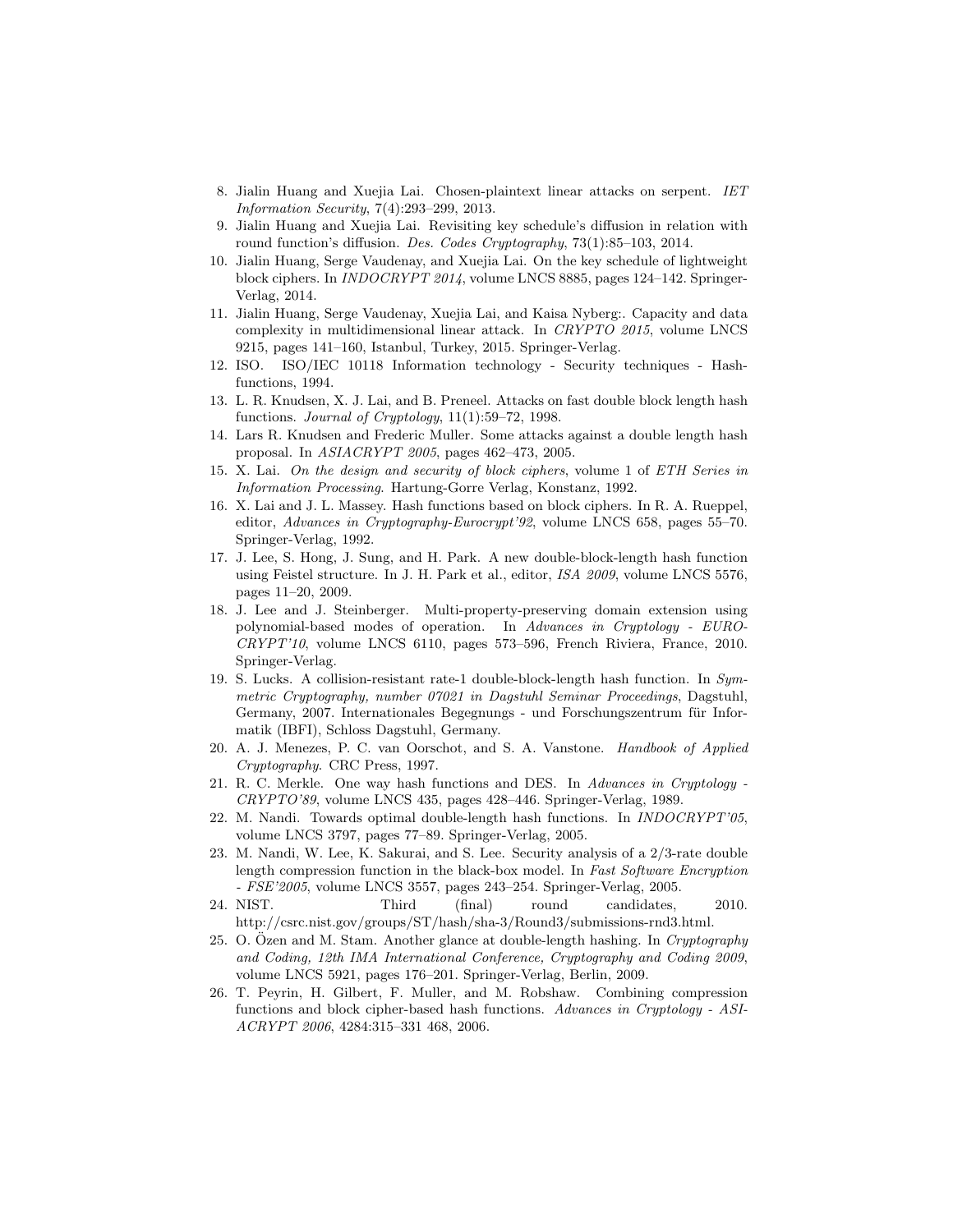8. Jialin Huang and Xuejia Lai. Chosen-plaintext linear attacks on serpent. *IET Information Security*, 7(4):293–299, 2013.
9. Jialin Huang and Xuejia Lai. Revisiting key schedule's diffusion in relation with round function's diffusion. *Des. Codes Cryptography*, 73(1):85–103, 2014.
10. Jialin Huang, Serge Vaudenay, and Xuejia Lai. On the key schedule of lightweight block ciphers. In *INDOCRYPT 2014*, volume LNCS 8885, pages 124–142. Springer-Verlag, 2014.
11. Jialin Huang, Serge Vaudenay, Xuejia Lai, and Kaisa Nyberg:. Capacity and data complexity in multidimensional linear attack. In *CRYPTO 2015*, volume LNCS 9215, pages 141–160, Istanbul, Turkey, 2015. Springer-Verlag.
12. ISO. ISO/IEC 10118 Information technology - Security techniques - Hash-functions, 1994.
13. L. R. Knudsen, X. J. Lai, and B. Preneel. Attacks on fast double block length hash functions. *Journal of Cryptology*, 11(1):59–72, 1998.
14. Lars R. Knudsen and Frederic Muller. Some attacks against a double length hash proposal. In *ASIACRYPT 2005*, pages 462–473, 2005.
15. X. Lai. *On the design and security of block ciphers*, volume 1 of *ETH Series in Information Processing*. Hartung-Gorre Verlag, Konstanz, 1992.
16. X. Lai and J. L. Massey. Hash functions based on block ciphers. In R. A. Rueppel, editor, *Advances in Cryptography-Eurocrypt'92*, volume LNCS 658, pages 55–70. Springer-Verlag, 1992.
17. J. Lee, S. Hong, J. Sung, and H. Park. A new double-block-length hash function using Feistel structure. In J. H. Park et al., editor, *ISA 2009*, volume LNCS 5576, pages 11–20, 2009.
18. J. Lee and J. Steinberger. Multi-property-preserving domain extension using polynomial-based modes of operation. In *Advances in Cryptology - EUROCRYPT'10*, volume LNCS 6110, pages 573–596, French Riviera, France, 2010. Springer-Verlag.
19. S. Lucks. A collision-resistant rate-1 double-block-length hash function. In *Symmetric Cryptography, number 07021 in Dagstuhl Seminar Proceedings*, Dagstuhl, Germany, 2007. Internationales Begegnungs - und Forschungszentrum für Informatik (IBFI), Schloss Dagstuhl, Germany.
20. A. J. Menezes, P. C. van Oorschot, and S. A. Vanstone. *Handbook of Applied Cryptography*. CRC Press, 1997.
21. R. C. Merkle. One way hash functions and DES. In *Advances in Cryptology - CRYPTO'89*, volume LNCS 435, pages 428–446. Springer-Verlag, 1989.
22. M. Nandi. Towards optimal double-length hash functions. In *INDOCRYPT'05*, volume LNCS 3797, pages 77–89. Springer-Verlag, 2005.
23. M. Nandi, W. Lee, K. Sakurai, and S. Lee. Security analysis of a 2/3-rate double length compression function in the black-box model. In *Fast Software Encryption - FSE'2005*, volume LNCS 3557, pages 243–254. Springer-Verlag, 2005.
24. NIST. Third (final) round candidates, 2010. http://csrc.nist.gov/groups/ST/hash/sha-3/Round3/submissions-rnd3.html.
25. O. Özen and M. Stam. Another glance at double-length hashing. In *Cryptography and Coding, 12th IMA International Conference, Cryptography and Coding 2009*, volume LNCS 5921, pages 176–201. Springer-Verlag, Berlin, 2009.
26. T. Peyrin, H. Gilbert, F. Muller, and M. Robshaw. Combining compression functions and block cipher-based hash functions. *Advances in Cryptology - ASIACRYPT 2006*, 4284:315–331 468, 2006.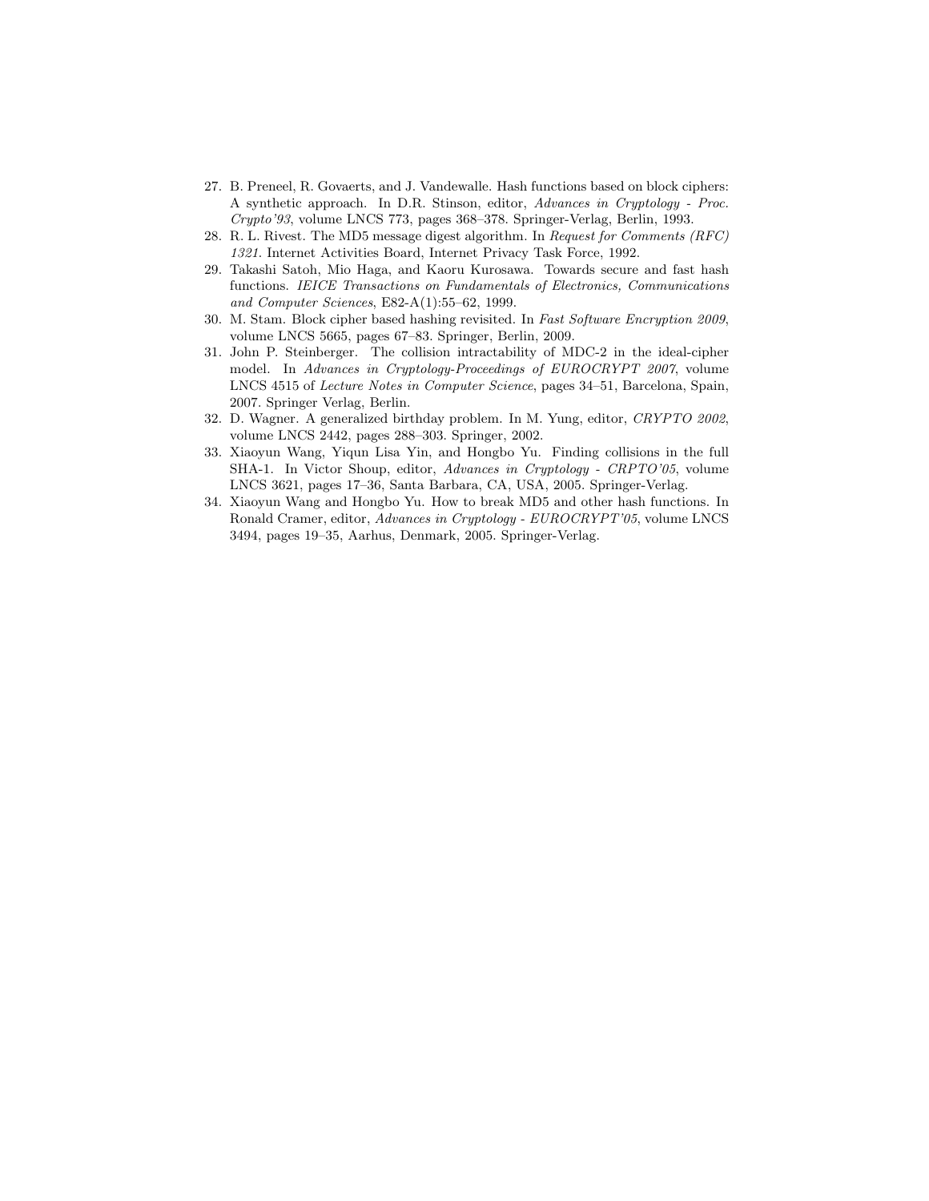27. B. Preneel, R. Govaerts, and J. Vandewalle. Hash functions based on block ciphers: A synthetic approach. In D.R. Stinson, editor, *Advances in Cryptology - Proc. Crypto'93*, volume LNCS 773, pages 368–378. Springer-Verlag, Berlin, 1993.
28. R. L. Rivest. The MD5 message digest algorithm. In *Request for Comments (RFC) 1321*. Internet Activities Board, Internet Privacy Task Force, 1992.
29. Takashi Satoh, Mio Haga, and Kaoru Kurosawa. Towards secure and fast hash functions. *IEICE Transactions on Fundamentals of Electronics, Communications and Computer Sciences*, E82-A(1):55–62, 1999.
30. M. Stam. Block cipher based hashing revisited. In *Fast Software Encryption 2009*, volume LNCS 5665, pages 67–83. Springer, Berlin, 2009.
31. John P. Steinberger. The collision intractability of MDC-2 in the ideal-cipher model. In *Advances in Cryptology-Proceedings of EUROCRYPT 2007*, volume LNCS 4515 of *Lecture Notes in Computer Science*, pages 34–51, Barcelona, Spain, 2007. Springer Verlag, Berlin.
32. D. Wagner. A generalized birthday problem. In M. Yung, editor, *CRYPTO 2002*, volume LNCS 2442, pages 288–303. Springer, 2002.
33. Xiaoyun Wang, Yiqun Lisa Yin, and Hongbo Yu. Finding collisions in the full SHA-1. In Victor Shoup, editor, *Advances in Cryptology - CRPTO'05*, volume LNCS 3621, pages 17–36, Santa Barbara, CA, USA, 2005. Springer-Verlag.
34. Xiaoyun Wang and Hongbo Yu. How to break MD5 and other hash functions. In Ronald Cramer, editor, *Advances in Cryptology - EUROCRYPT'05*, volume LNCS 3494, pages 19–35, Aarhus, Denmark, 2005. Springer-Verlag.